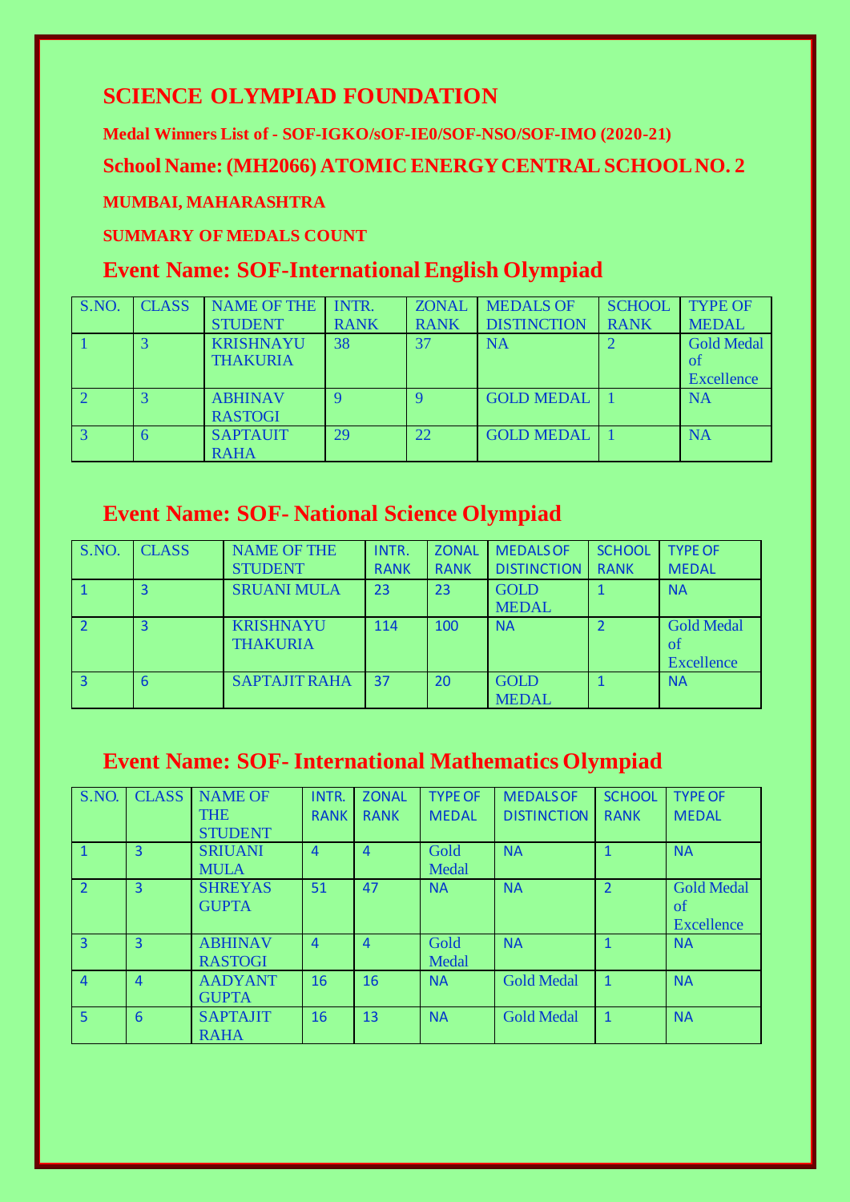## SCIENCE OLYMPIAD FOUNDATION

**Medal Winners List of - SOF-IGKO/sOF-IE0/SOF-NSO/SOF-IMO (2020-21)**

**School Name: (MH2066) ATOMIC ENERGY CENTRAL SCHOOL NO. 2**

**MUMBAI, MAHARASHTRA**

**SUMMARY OF MEDALS COUNT**

### Event Name: SOF-International English Olympiad

| S.NO. | CLASS | NAME OF THE STUDENT | INTR. RANK | ZONAL RANK | MEDALS OF DISTINCTION | SCHOOL RANK | TYPE OF MEDAL |
|---|---|---|---|---|---|---|---|
| 1 | 3 | KRISHNAYU THAKURIA | 38 | 37 | NA | 2 | Gold Medal of Excellence |
| 2 | 3 | ABHINAV RASTOGI | 9 | 9 | GOLD MEDAL | 1 | NA |
| 3 | 6 | SAPTAUIT RAHA | 29 | 22 | GOLD MEDAL | 1 | NA |

### Event Name: SOF- National Science Olympiad

| S.NO. | CLASS | NAME OF THE STUDENT | INTR. RANK | ZONAL RANK | MEDALS OF DISTINCTION | SCHOOL RANK | TYPE OF MEDAL |
|---|---|---|---|---|---|---|---|
| 1 | 3 | SRUANI MULA | 23 | 23 | GOLD MEDAL | 1 | NA |
| 2 | 3 | KRISHNAYU THAKURIA | 114 | 100 | NA | 2 | Gold Medal of Excellence |
| 3 | 6 | SAPTAJIT RAHA | 37 | 20 | GOLD MEDAL | 1 | NA |

### Event Name: SOF- International Mathematics Olympiad

| S.NO. | CLASS | NAME OF THE STUDENT | INTR. RANK | ZONAL RANK | TYPE OF MEDAL | MEDALS OF DISTINCTION | SCHOOL RANK | TYPE OF MEDAL |
|---|---|---|---|---|---|---|---|---|
| 1 | 3 | SRIUANI MULA | 4 | 4 | Gold Medal | NA | 1 | NA |
| 2 | 3 | SHREYAS GUPTA | 51 | 47 | NA | NA | 2 | Gold Medal of Excellence |
| 3 | 3 | ABHINAV RASTOGI | 4 | 4 | Gold Medal | NA | 1 | NA |
| 4 | 4 | AADYANT GUPTA | 16 | 16 | NA | Gold Medal | 1 | NA |
| 5 | 6 | SAPTAJIT RAHA | 16 | 13 | NA | Gold Medal | 1 | NA |